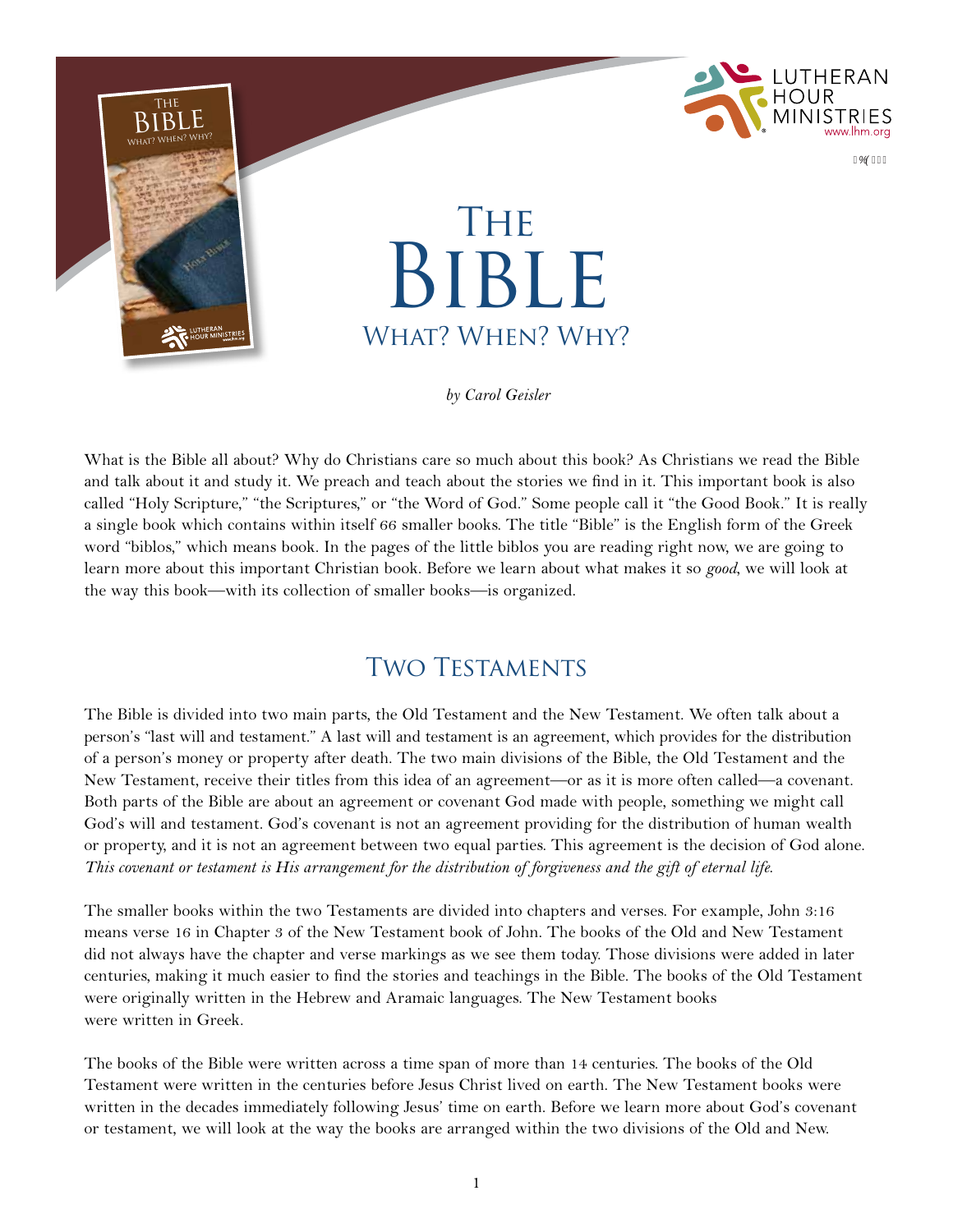# THE BIBLE
## WHAT? WHEN? WHY?

*by Carol Geisler*

What is the Bible all about? Why do Christians care so much about this book? As Christians we read the Bible and talk about it and study it. We preach and teach about the stories we find in it. This important book is also called "Holy Scripture," "the Scriptures," or "the Word of God." Some people call it "the Good Book." It is really a single book which contains within itself 66 smaller books. The title "Bible" is the English form of the Greek word "biblos," which means book. In the pages of the little biblos you are reading right now, we are going to learn more about this important Christian book. Before we learn about what makes it so *good*, we will look at the way this book—with its collection of smaller books—is organized.

## TWO TESTAMENTS

The Bible is divided into two main parts, the Old Testament and the New Testament. We often talk about a person's "last will and testament." A last will and testament is an agreement, which provides for the distribution of a person's money or property after death. The two main divisions of the Bible, the Old Testament and the New Testament, receive their titles from this idea of an agreement—or as it is more often called—a covenant. Both parts of the Bible are about an agreement or covenant God made with people, something we might call God's will and testament. God's covenant is not an agreement providing for the distribution of human wealth or property, and it is not an agreement between two equal parties. This agreement is the decision of God alone. *This covenant or testament is His arrangement for the distribution of forgiveness and the gift of eternal life.*

The smaller books within the two Testaments are divided into chapters and verses. For example, John 3:16 means verse 16 in Chapter 3 of the New Testament book of John. The books of the Old and New Testament did not always have the chapter and verse markings as we see them today. Those divisions were added in later centuries, making it much easier to find the stories and teachings in the Bible. The books of the Old Testament were originally written in the Hebrew and Aramaic languages. The New Testament books were written in Greek.

The books of the Bible were written across a time span of more than 14 centuries. The books of the Old Testament were written in the centuries before Jesus Christ lived on earth. The New Testament books were written in the decades immediately following Jesus' time on earth. Before we learn more about God's covenant or testament, we will look at the way the books are arranged within the two divisions of the Old and New.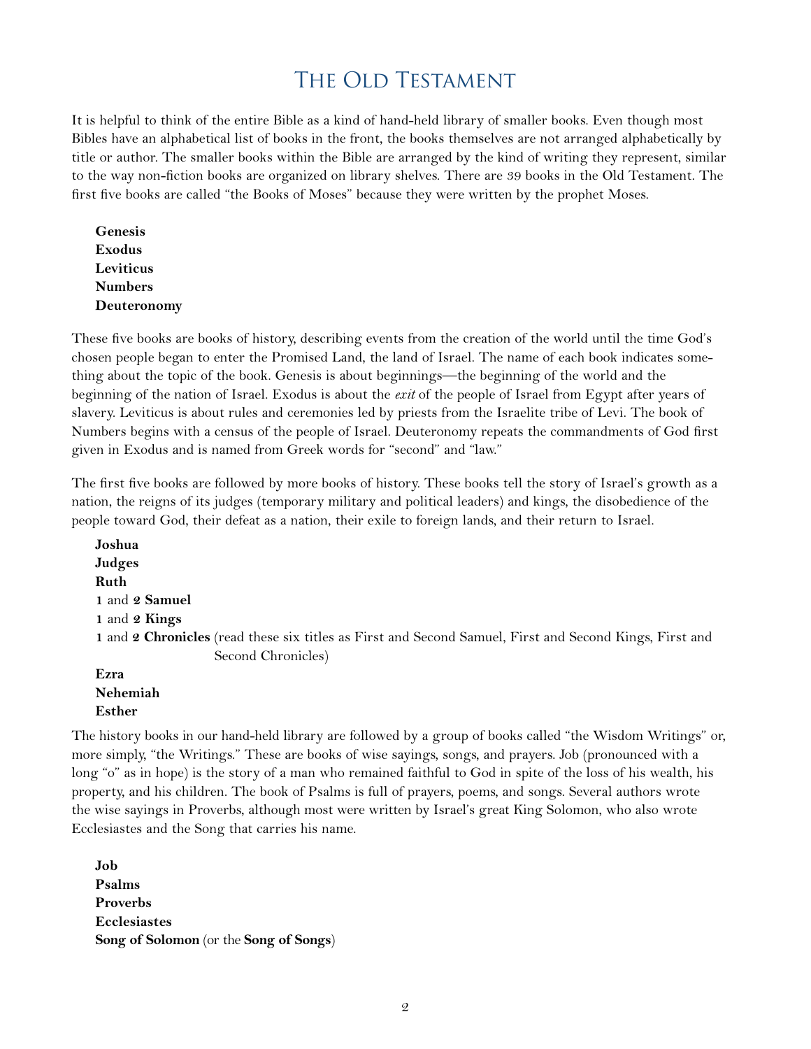# The Old Testament

It is helpful to think of the entire Bible as a kind of hand-held library of smaller books. Even though most Bibles have an alphabetical list of books in the front, the books themselves are not arranged alphabetically by title or author. The smaller books within the Bible are arranged by the kind of writing they represent, similar to the way non-fiction books are organized on library shelves. There are 39 books in the Old Testament. The first five books are called "the Books of Moses" because they were written by the prophet Moses.

**Genesis**
**Exodus**
**Leviticus**
**Numbers**
**Deuteronomy**

These five books are books of history, describing events from the creation of the world until the time God's chosen people began to enter the Promised Land, the land of Israel. The name of each book indicates something about the topic of the book. Genesis is about beginnings—the beginning of the world and the beginning of the nation of Israel. Exodus is about the *exit* of the people of Israel from Egypt after years of slavery. Leviticus is about rules and ceremonies led by priests from the Israelite tribe of Levi. The book of Numbers begins with a census of the people of Israel. Deuteronomy repeats the commandments of God first given in Exodus and is named from Greek words for "second" and "law."

The first five books are followed by more books of history. These books tell the story of Israel's growth as a nation, the reigns of its judges (temporary military and political leaders) and kings, the disobedience of the people toward God, their defeat as a nation, their exile to foreign lands, and their return to Israel.

**Joshua**
**Judges**
**Ruth**
**1** and **2 Samuel**
**1** and **2 Kings**
**1** and **2 Chronicles** (read these six titles as First and Second Samuel, First and Second Kings, First and Second Chronicles)
**Ezra**
**Nehemiah**
**Esther**

The history books in our hand-held library are followed by a group of books called "the Wisdom Writings" or, more simply, "the Writings." These are books of wise sayings, songs, and prayers. Job (pronounced with a long "o" as in hope) is the story of a man who remained faithful to God in spite of the loss of his wealth, his property, and his children. The book of Psalms is full of prayers, poems, and songs. Several authors wrote the wise sayings in Proverbs, although most were written by Israel's great King Solomon, who also wrote Ecclesiastes and the Song that carries his name.

**Job**
**Psalms**
**Proverbs**
**Ecclesiastes**
**Song of Solomon** (or the **Song of Songs**)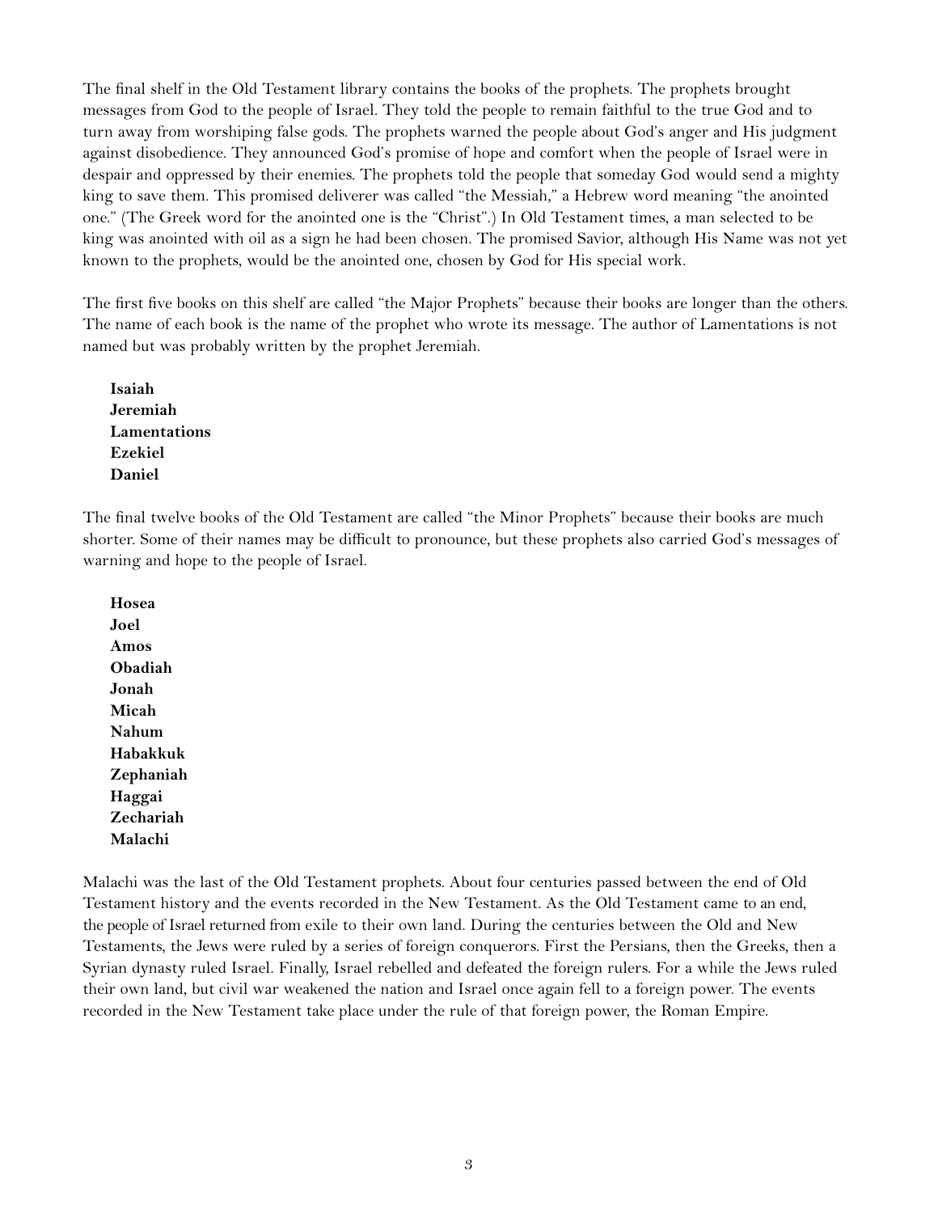The final shelf in the Old Testament library contains the books of the prophets. The prophets brought messages from God to the people of Israel. They told the people to remain faithful to the true God and to turn away from worshiping false gods. The prophets warned the people about God's anger and His judgment against disobedience. They announced God's promise of hope and comfort when the people of Israel were in despair and oppressed by their enemies. The prophets told the people that someday God would send a mighty king to save them. This promised deliverer was called "the Messiah," a Hebrew word meaning "the anointed one." (The Greek word for the anointed one is the "Christ".) In Old Testament times, a man selected to be king was anointed with oil as a sign he had been chosen. The promised Savior, although His Name was not yet known to the prophets, would be the anointed one, chosen by God for His special work.

The first five books on this shelf are called "the Major Prophets" because their books are longer than the others. The name of each book is the name of the prophet who wrote its message. The author of Lamentations is not named but was probably written by the prophet Jeremiah.

**Isaiah**
**Jeremiah**
**Lamentations**
**Ezekiel**
**Daniel**

The final twelve books of the Old Testament are called "the Minor Prophets" because their books are much shorter. Some of their names may be difficult to pronounce, but these prophets also carried God's messages of warning and hope to the people of Israel.

**Hosea**
**Joel**
**Amos**
**Obadiah**
**Jonah**
**Micah**
**Nahum**
**Habakkuk**
**Zephaniah**
**Haggai**
**Zechariah**
**Malachi**

Malachi was the last of the Old Testament prophets. About four centuries passed between the end of Old Testament history and the events recorded in the New Testament. As the Old Testament came to an end, the people of Israel returned from exile to their own land. During the centuries between the Old and New Testaments, the Jews were ruled by a series of foreign conquerors. First the Persians, then the Greeks, then a Syrian dynasty ruled Israel. Finally, Israel rebelled and defeated the foreign rulers. For a while the Jews ruled their own land, but civil war weakened the nation and Israel once again fell to a foreign power. The events recorded in the New Testament take place under the rule of that foreign power, the Roman Empire.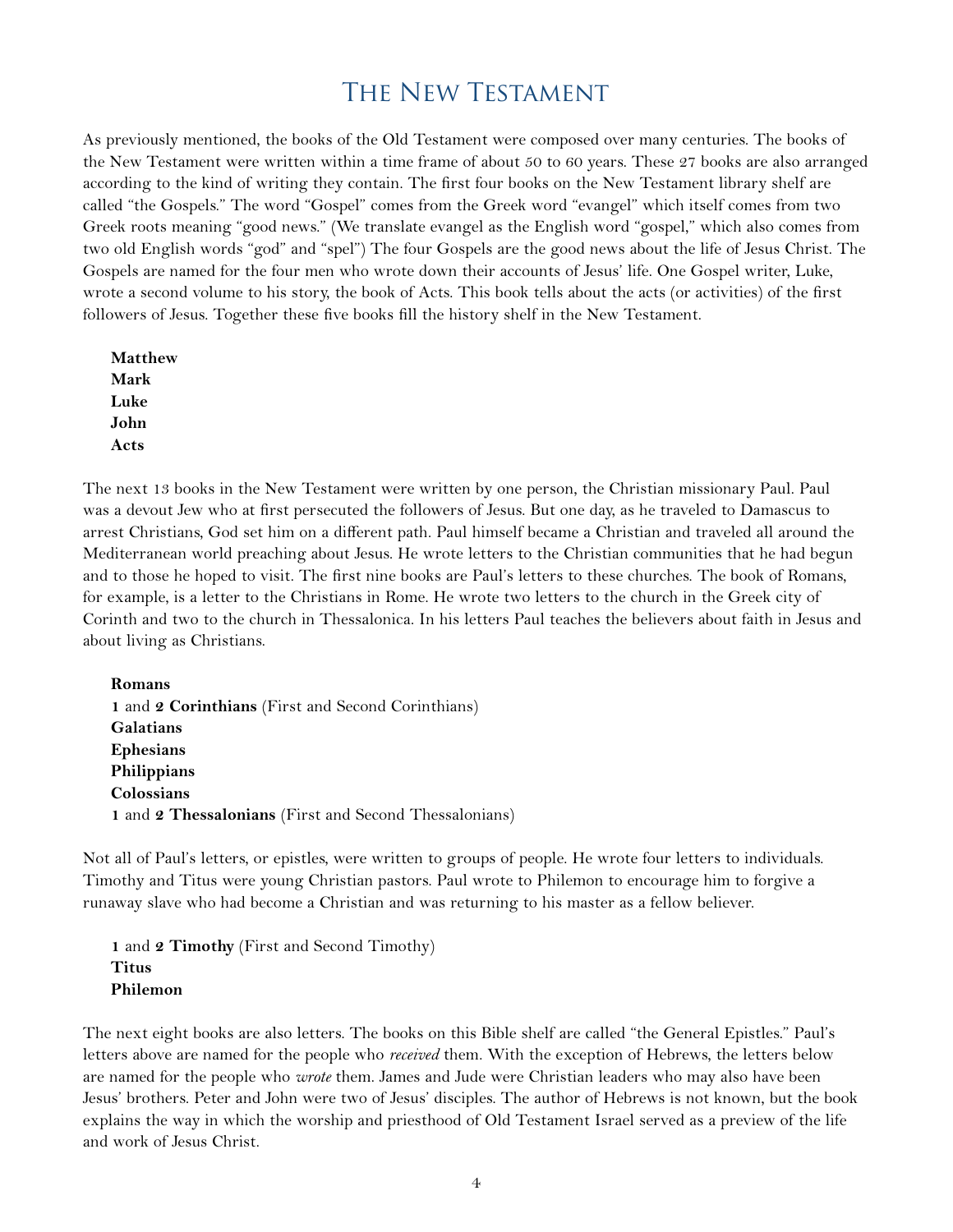# The New Testament

As previously mentioned, the books of the Old Testament were composed over many centuries. The books of the New Testament were written within a time frame of about 50 to 60 years. These 27 books are also arranged according to the kind of writing they contain. The first four books on the New Testament library shelf are called "the Gospels." The word "Gospel" comes from the Greek word "evangel" which itself comes from two Greek roots meaning "good news." (We translate evangel as the English word "gospel," which also comes from two old English words "god" and "spel") The four Gospels are the good news about the life of Jesus Christ. The Gospels are named for the four men who wrote down their accounts of Jesus' life. One Gospel writer, Luke, wrote a second volume to his story, the book of Acts. This book tells about the acts (or activities) of the first followers of Jesus. Together these five books fill the history shelf in the New Testament.

**Matthew**
**Mark**
**Luke**
**John**
**Acts**

The next 13 books in the New Testament were written by one person, the Christian missionary Paul. Paul was a devout Jew who at first persecuted the followers of Jesus. But one day, as he traveled to Damascus to arrest Christians, God set him on a different path. Paul himself became a Christian and traveled all around the Mediterranean world preaching about Jesus. He wrote letters to the Christian communities that he had begun and to those he hoped to visit. The first nine books are Paul's letters to these churches. The book of Romans, for example, is a letter to the Christians in Rome. He wrote two letters to the church in the Greek city of Corinth and two to the church in Thessalonica. In his letters Paul teaches the believers about faith in Jesus and about living as Christians.

**Romans**
**1** and **2** **Corinthians** (First and Second Corinthians)
**Galatians**
**Ephesians**
**Philippians**
**Colossians**
**1** and **2** **Thessalonians** (First and Second Thessalonians)

Not all of Paul's letters, or epistles, were written to groups of people. He wrote four letters to individuals. Timothy and Titus were young Christian pastors. Paul wrote to Philemon to encourage him to forgive a runaway slave who had become a Christian and was returning to his master as a fellow believer.

**1** and **2** **Timothy** (First and Second Timothy)
**Titus**
**Philemon**

The next eight books are also letters. The books on this Bible shelf are called "the General Epistles." Paul's letters above are named for the people who *received* them. With the exception of Hebrews, the letters below are named for the people who *wrote* them. James and Jude were Christian leaders who may also have been Jesus' brothers. Peter and John were two of Jesus' disciples. The author of Hebrews is not known, but the book explains the way in which the worship and priesthood of Old Testament Israel served as a preview of the life and work of Jesus Christ.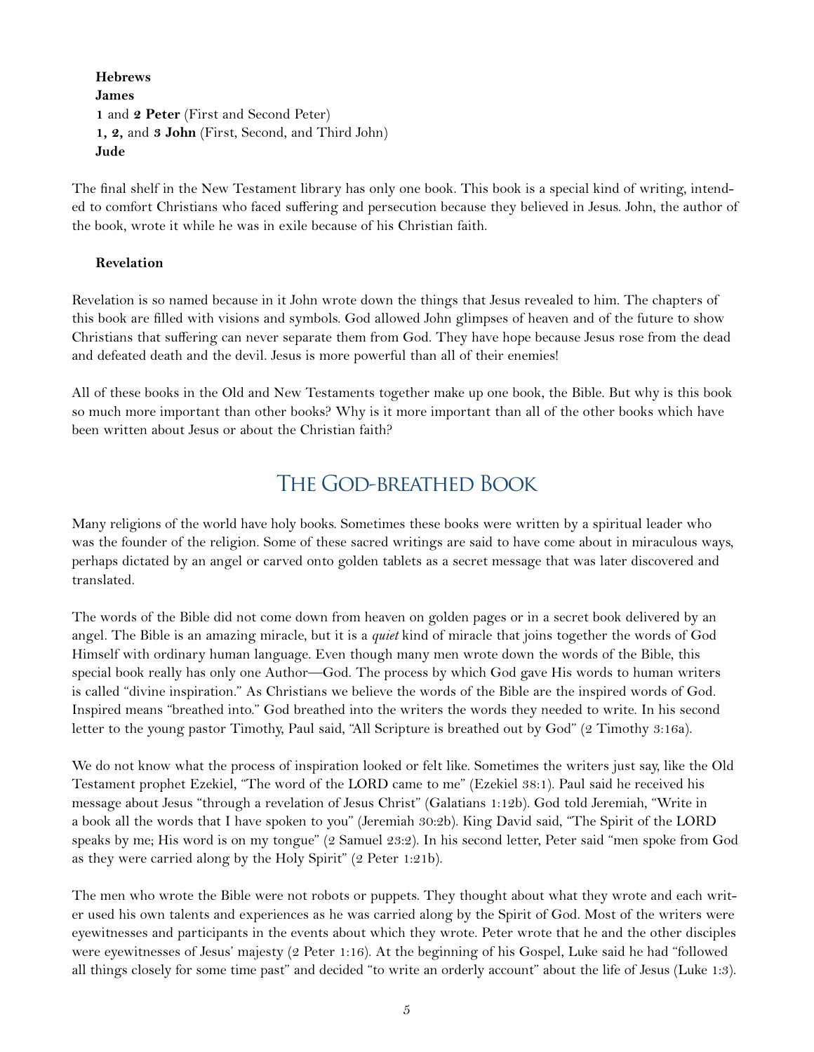**Hebrews**
**James**
1 and **2 Peter** (First and Second Peter)
**1, 2,** and **3 John** (First, Second, and Third John)
**Jude**

The final shelf in the New Testament library has only one book. This book is a special kind of writing, intended to comfort Christians who faced suffering and persecution because they believed in Jesus. John, the author of the book, wrote it while he was in exile because of his Christian faith.

**Revelation**

Revelation is so named because in it John wrote down the things that Jesus revealed to him. The chapters of this book are filled with visions and symbols. God allowed John glimpses of heaven and of the future to show Christians that suffering can never separate them from God. They have hope because Jesus rose from the dead and defeated death and the devil. Jesus is more powerful than all of their enemies!

All of these books in the Old and New Testaments together make up one book, the Bible. But why is this book so much more important than other books? Why is it more important than all of the other books which have been written about Jesus or about the Christian faith?

## The God-breathed Book

Many religions of the world have holy books. Sometimes these books were written by a spiritual leader who was the founder of the religion. Some of these sacred writings are said to have come about in miraculous ways, perhaps dictated by an angel or carved onto golden tablets as a secret message that was later discovered and translated.

The words of the Bible did not come down from heaven on golden pages or in a secret book delivered by an angel. The Bible is an amazing miracle, but it is a *quiet* kind of miracle that joins together the words of God Himself with ordinary human language. Even though many men wrote down the words of the Bible, this special book really has only one Author—God. The process by which God gave His words to human writers is called "divine inspiration." As Christians we believe the words of the Bible are the inspired words of God. Inspired means "breathed into." God breathed into the writers the words they needed to write. In his second letter to the young pastor Timothy, Paul said, "All Scripture is breathed out by God" (2 Timothy 3:16a).

We do not know what the process of inspiration looked or felt like. Sometimes the writers just say, like the Old Testament prophet Ezekiel, "The word of the LORD came to me" (Ezekiel 38:1). Paul said he received his message about Jesus "through a revelation of Jesus Christ" (Galatians 1:12b). God told Jeremiah, "Write in a book all the words that I have spoken to you" (Jeremiah 30:2b). King David said, "The Spirit of the LORD speaks by me; His word is on my tongue" (2 Samuel 23:2). In his second letter, Peter said "men spoke from God as they were carried along by the Holy Spirit" (2 Peter 1:21b).

The men who wrote the Bible were not robots or puppets. They thought about what they wrote and each writer used his own talents and experiences as he was carried along by the Spirit of God. Most of the writers were eyewitnesses and participants in the events about which they wrote. Peter wrote that he and the other disciples were eyewitnesses of Jesus' majesty (2 Peter 1:16). At the beginning of his Gospel, Luke said he had "followed all things closely for some time past" and decided "to write an orderly account" about the life of Jesus (Luke 1:3).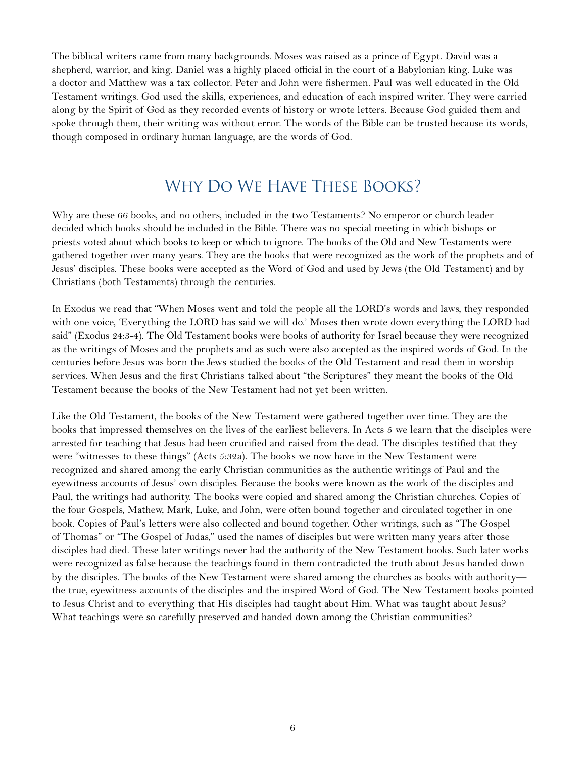The biblical writers came from many backgrounds. Moses was raised as a prince of Egypt. David was a shepherd, warrior, and king. Daniel was a highly placed official in the court of a Babylonian king. Luke was a doctor and Matthew was a tax collector. Peter and John were fishermen. Paul was well educated in the Old Testament writings. God used the skills, experiences, and education of each inspired writer. They were carried along by the Spirit of God as they recorded events of history or wrote letters. Because God guided them and spoke through them, their writing was without error. The words of the Bible can be trusted because its words, though composed in ordinary human language, are the words of God.

## Why Do We Have These Books?

Why are these 66 books, and no others, included in the two Testaments? No emperor or church leader decided which books should be included in the Bible. There was no special meeting in which bishops or priests voted about which books to keep or which to ignore. The books of the Old and New Testaments were gathered together over many years. They are the books that were recognized as the work of the prophets and of Jesus' disciples. These books were accepted as the Word of God and used by Jews (the Old Testament) and by Christians (both Testaments) through the centuries.

In Exodus we read that "When Moses went and told the people all the LORD's words and laws, they responded with one voice, 'Everything the LORD has said we will do.' Moses then wrote down everything the LORD had said" (Exodus 24:3-4). The Old Testament books were books of authority for Israel because they were recognized as the writings of Moses and the prophets and as such were also accepted as the inspired words of God. In the centuries before Jesus was born the Jews studied the books of the Old Testament and read them in worship services. When Jesus and the first Christians talked about "the Scriptures" they meant the books of the Old Testament because the books of the New Testament had not yet been written.

Like the Old Testament, the books of the New Testament were gathered together over time. They are the books that impressed themselves on the lives of the earliest believers. In Acts 5 we learn that the disciples were arrested for teaching that Jesus had been crucified and raised from the dead. The disciples testified that they were "witnesses to these things" (Acts 5:32a). The books we now have in the New Testament were recognized and shared among the early Christian communities as the authentic writings of Paul and the eyewitness accounts of Jesus' own disciples. Because the books were known as the work of the disciples and Paul, the writings had authority. The books were copied and shared among the Christian churches. Copies of the four Gospels, Mathew, Mark, Luke, and John, were often bound together and circulated together in one book. Copies of Paul's letters were also collected and bound together. Other writings, such as "The Gospel of Thomas" or "The Gospel of Judas," used the names of disciples but were written many years after those disciples had died. These later writings never had the authority of the New Testament books. Such later works were recognized as false because the teachings found in them contradicted the truth about Jesus handed down by the disciples. The books of the New Testament were shared among the churches as books with authority—the true, eyewitness accounts of the disciples and the inspired Word of God. The New Testament books pointed to Jesus Christ and to everything that His disciples had taught about Him. What was taught about Jesus? What teachings were so carefully preserved and handed down among the Christian communities?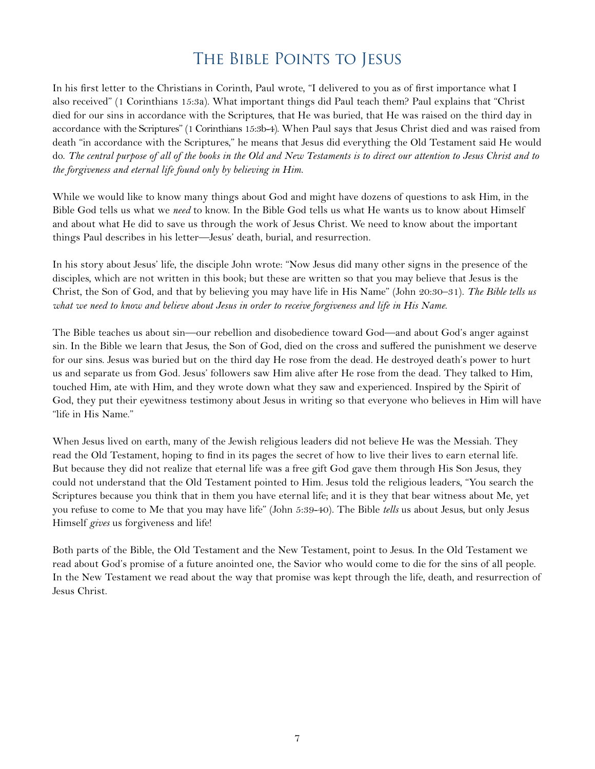# The Bible Points to Jesus

In his first letter to the Christians in Corinth, Paul wrote, "I delivered to you as of first importance what I also received" (1 Corinthians 15:3a). What important things did Paul teach them? Paul explains that "Christ died for our sins in accordance with the Scriptures, that He was buried, that He was raised on the third day in accordance with the Scriptures" (1 Corinthians 15:3b–4). When Paul says that Jesus Christ died and was raised from death "in accordance with the Scriptures," he means that Jesus did everything the Old Testament said He would do. *The central purpose of all of the books in the Old and New Testaments is to direct our attention to Jesus Christ and to the forgiveness and eternal life found only by believing in Him.*

While we would like to know many things about God and might have dozens of questions to ask Him, in the Bible God tells us what we *need* to know. In the Bible God tells us what He wants us to know about Himself and about what He did to save us through the work of Jesus Christ. We need to know about the important things Paul describes in his letter—Jesus' death, burial, and resurrection.

In his story about Jesus' life, the disciple John wrote: "Now Jesus did many other signs in the presence of the disciples, which are not written in this book; but these are written so that you may believe that Jesus is the Christ, the Son of God, and that by believing you may have life in His Name" (John 20:30–31). *The Bible tells us what we need to know and believe about Jesus in order to receive forgiveness and life in His Name.*

The Bible teaches us about sin—our rebellion and disobedience toward God—and about God's anger against sin. In the Bible we learn that Jesus, the Son of God, died on the cross and suffered the punishment we deserve for our sins. Jesus was buried but on the third day He rose from the dead. He destroyed death's power to hurt us and separate us from God. Jesus' followers saw Him alive after He rose from the dead. They talked to Him, touched Him, ate with Him, and they wrote down what they saw and experienced. Inspired by the Spirit of God, they put their eyewitness testimony about Jesus in writing so that everyone who believes in Him will have "life in His Name."

When Jesus lived on earth, many of the Jewish religious leaders did not believe He was the Messiah. They read the Old Testament, hoping to find in its pages the secret of how to live their lives to earn eternal life. But because they did not realize that eternal life was a free gift God gave them through His Son Jesus, they could not understand that the Old Testament pointed to Him. Jesus told the religious leaders, "You search the Scriptures because you think that in them you have eternal life; and it is they that bear witness about Me, yet you refuse to come to Me that you may have life" (John 5:39-40). The Bible *tells* us about Jesus, but only Jesus Himself *gives* us forgiveness and life!

Both parts of the Bible, the Old Testament and the New Testament, point to Jesus. In the Old Testament we read about God's promise of a future anointed one, the Savior who would come to die for the sins of all people. In the New Testament we read about the way that promise was kept through the life, death, and resurrection of Jesus Christ.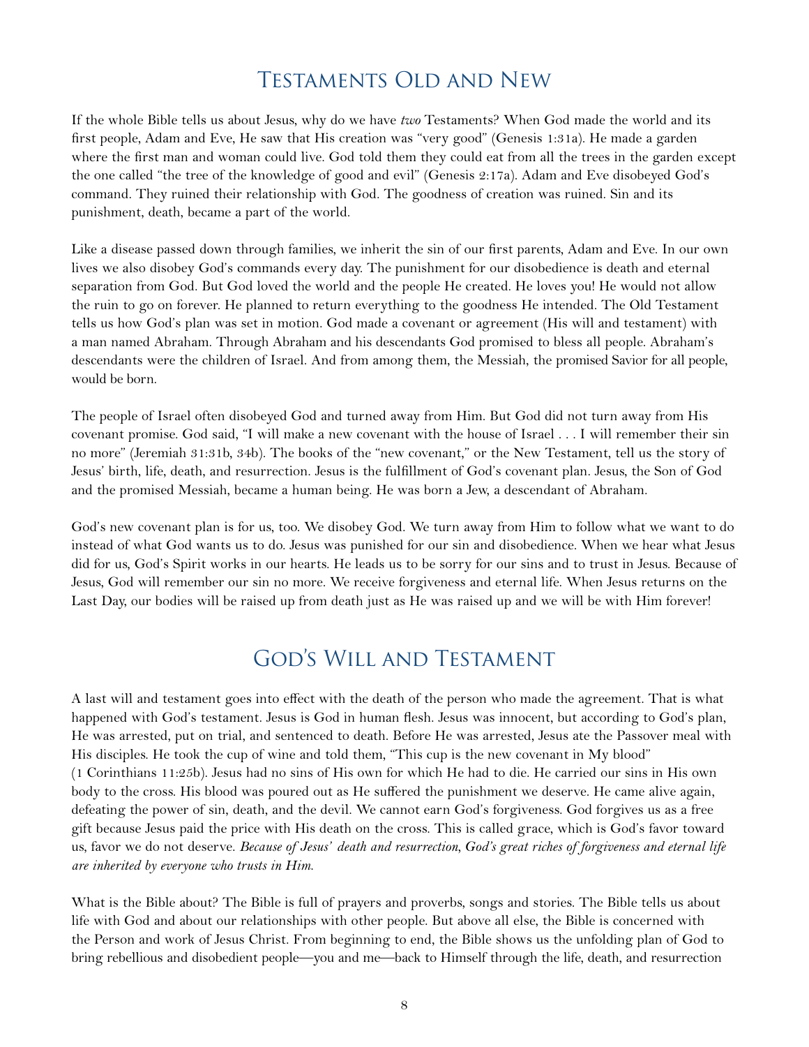## Testaments Old and New

If the whole Bible tells us about Jesus, why do we have *two* Testaments? When God made the world and its first people, Adam and Eve, He saw that His creation was "very good" (Genesis 1:31a). He made a garden where the first man and woman could live. God told them they could eat from all the trees in the garden except the one called "the tree of the knowledge of good and evil" (Genesis 2:17a). Adam and Eve disobeyed God's command. They ruined their relationship with God. The goodness of creation was ruined. Sin and its punishment, death, became a part of the world.

Like a disease passed down through families, we inherit the sin of our first parents, Adam and Eve. In our own lives we also disobey God's commands every day. The punishment for our disobedience is death and eternal separation from God. But God loved the world and the people He created. He loves you! He would not allow the ruin to go on forever. He planned to return everything to the goodness He intended. The Old Testament tells us how God's plan was set in motion. God made a covenant or agreement (His will and testament) with a man named Abraham. Through Abraham and his descendants God promised to bless all people. Abraham's descendants were the children of Israel. And from among them, the Messiah, the promised Savior for all people, would be born.

The people of Israel often disobeyed God and turned away from Him. But God did not turn away from His covenant promise. God said, "I will make a new covenant with the house of Israel . . . I will remember their sin no more" (Jeremiah 31:31b, 34b). The books of the "new covenant," or the New Testament, tell us the story of Jesus' birth, life, death, and resurrection. Jesus is the fulfillment of God's covenant plan. Jesus, the Son of God and the promised Messiah, became a human being. He was born a Jew, a descendant of Abraham.

God's new covenant plan is for us, too. We disobey God. We turn away from Him to follow what we want to do instead of what God wants us to do. Jesus was punished for our sin and disobedience. When we hear what Jesus did for us, God's Spirit works in our hearts. He leads us to be sorry for our sins and to trust in Jesus. Because of Jesus, God will remember our sin no more. We receive forgiveness and eternal life. When Jesus returns on the Last Day, our bodies will be raised up from death just as He was raised up and we will be with Him forever!

## God's Will and Testament

A last will and testament goes into effect with the death of the person who made the agreement. That is what happened with God's testament. Jesus is God in human flesh. Jesus was innocent, but according to God's plan, He was arrested, put on trial, and sentenced to death. Before He was arrested, Jesus ate the Passover meal with His disciples. He took the cup of wine and told them, "This cup is the new covenant in My blood" (1 Corinthians 11:25b). Jesus had no sins of His own for which He had to die. He carried our sins in His own body to the cross. His blood was poured out as He suffered the punishment we deserve. He came alive again, defeating the power of sin, death, and the devil. We cannot earn God's forgiveness. God forgives us as a free gift because Jesus paid the price with His death on the cross. This is called grace, which is God's favor toward us, favor we do not deserve. *Because of Jesus' death and resurrection, God's great riches of forgiveness and eternal life are inherited by everyone who trusts in Him.*

What is the Bible about? The Bible is full of prayers and proverbs, songs and stories. The Bible tells us about life with God and about our relationships with other people. But above all else, the Bible is concerned with the Person and work of Jesus Christ. From beginning to end, the Bible shows us the unfolding plan of God to bring rebellious and disobedient people—you and me—back to Himself through the life, death, and resurrection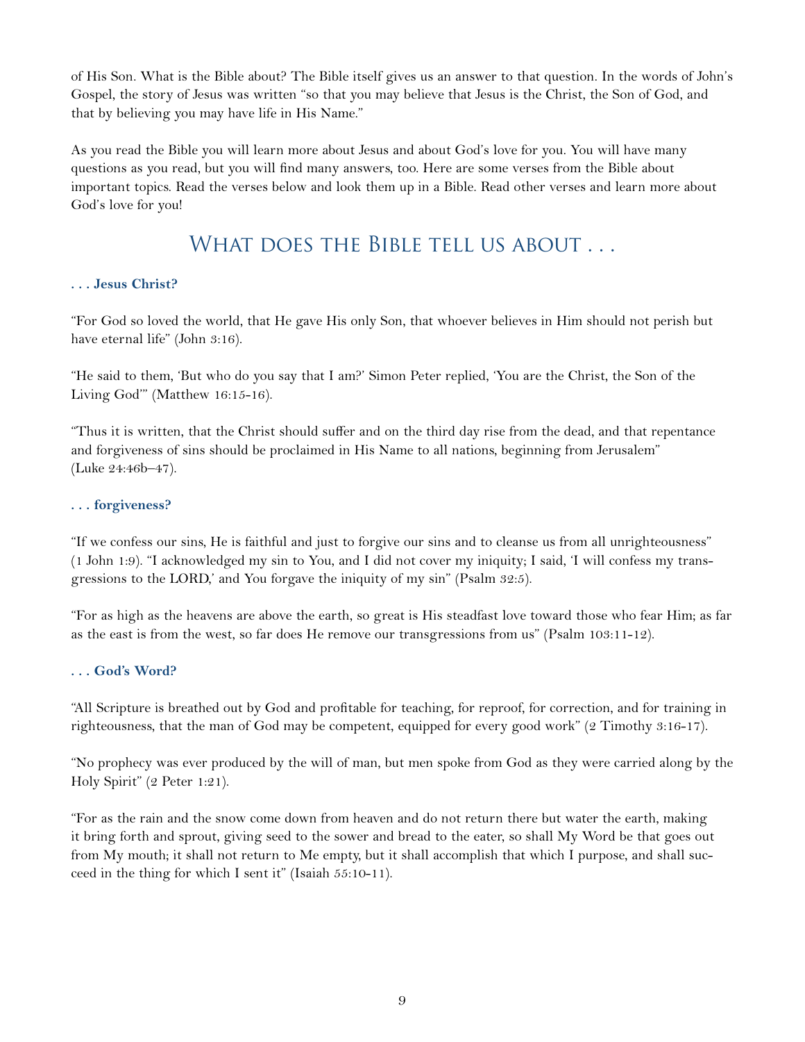of His Son. What is the Bible about? The Bible itself gives us an answer to that question. In the words of John's Gospel, the story of Jesus was written "so that you may believe that Jesus is the Christ, the Son of God, and that by believing you may have life in His Name."

As you read the Bible you will learn more about Jesus and about God's love for you. You will have many questions as you read, but you will find many answers, too. Here are some verses from the Bible about important topics. Read the verses below and look them up in a Bible. Read other verses and learn more about God's love for you!

## What does the Bible tell us about . . .

### . . . Jesus Christ?

"For God so loved the world, that He gave His only Son, that whoever believes in Him should not perish but have eternal life" (John 3:16).

"He said to them, 'But who do you say that I am?' Simon Peter replied, 'You are the Christ, the Son of the Living God'" (Matthew 16:15-16).

"Thus it is written, that the Christ should suffer and on the third day rise from the dead, and that repentance and forgiveness of sins should be proclaimed in His Name to all nations, beginning from Jerusalem" (Luke 24:46b–47).

### . . . forgiveness?

"If we confess our sins, He is faithful and just to forgive our sins and to cleanse us from all unrighteousness" (1 John 1:9). "I acknowledged my sin to You, and I did not cover my iniquity; I said, 'I will confess my transgressions to the LORD,' and You forgave the iniquity of my sin" (Psalm 32:5).

"For as high as the heavens are above the earth, so great is His steadfast love toward those who fear Him; as far as the east is from the west, so far does He remove our transgressions from us" (Psalm 103:11-12).

### . . . God's Word?

"All Scripture is breathed out by God and profitable for teaching, for reproof, for correction, and for training in righteousness, that the man of God may be competent, equipped for every good work" (2 Timothy 3:16-17).

"No prophecy was ever produced by the will of man, but men spoke from God as they were carried along by the Holy Spirit" (2 Peter 1:21).

"For as the rain and the snow come down from heaven and do not return there but water the earth, making it bring forth and sprout, giving seed to the sower and bread to the eater, so shall My Word be that goes out from My mouth; it shall not return to Me empty, but it shall accomplish that which I purpose, and shall succeed in the thing for which I sent it" (Isaiah 55:10-11).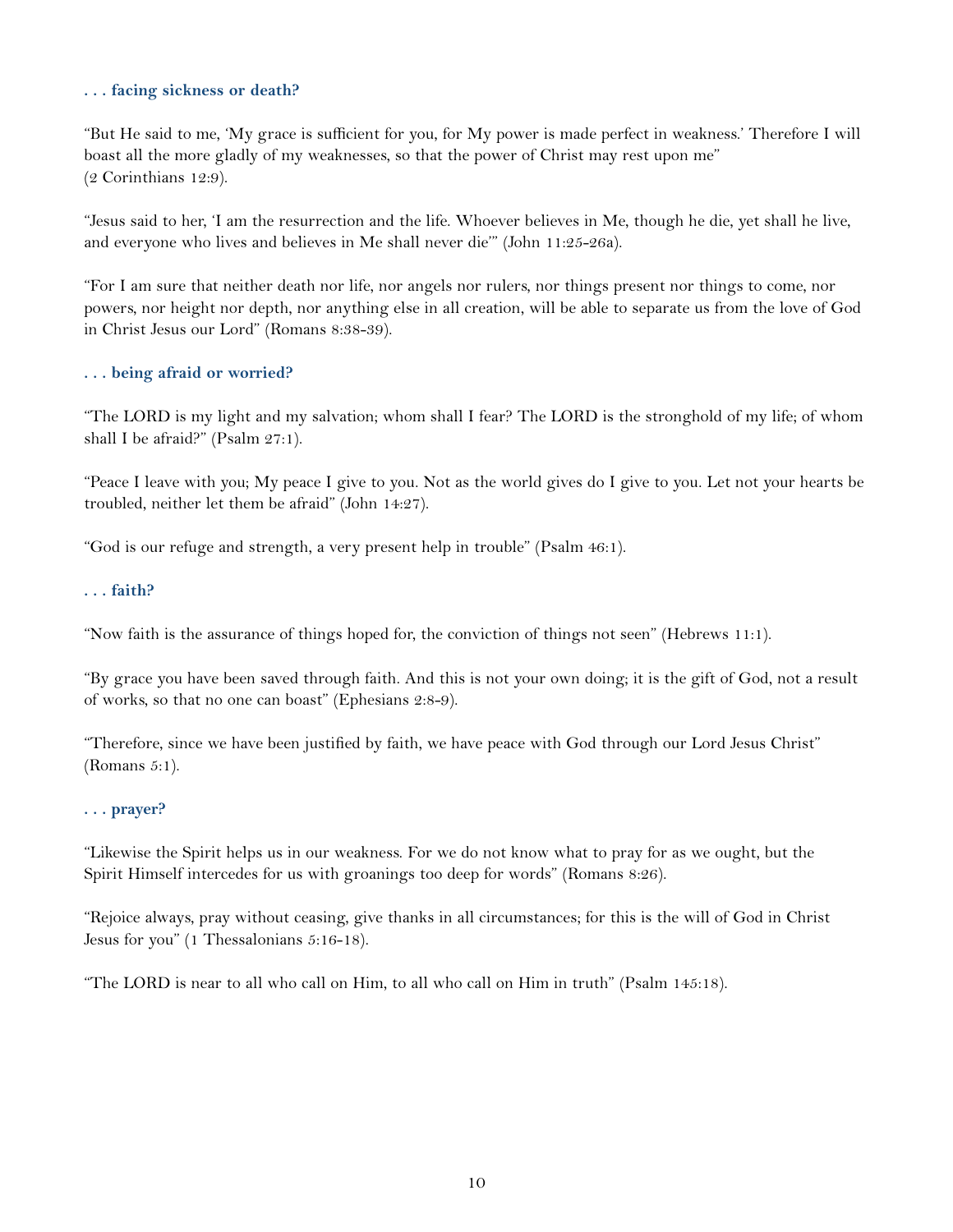**. . . facing sickness or death?**

“But He said to me, ‘My grace is sufficient for you, for My power is made perfect in weakness.’ Therefore I will boast all the more gladly of my weaknesses, so that the power of Christ may rest upon me” (2 Corinthians 12:9).

“Jesus said to her, ‘I am the resurrection and the life. Whoever believes in Me, though he die, yet shall he live, and everyone who lives and believes in Me shall never die’” (John 11:25-26a).

“For I am sure that neither death nor life, nor angels nor rulers, nor things present nor things to come, nor powers, nor height nor depth, nor anything else in all creation, will be able to separate us from the love of God in Christ Jesus our Lord” (Romans 8:38-39).

**. . . being afraid or worried?**

“The LORD is my light and my salvation; whom shall I fear? The LORD is the stronghold of my life; of whom shall I be afraid?” (Psalm 27:1).

“Peace I leave with you; My peace I give to you. Not as the world gives do I give to you. Let not your hearts be troubled, neither let them be afraid” (John 14:27).

“God is our refuge and strength, a very present help in trouble” (Psalm 46:1).

**. . . faith?**

“Now faith is the assurance of things hoped for, the conviction of things not seen” (Hebrews 11:1).

“By grace you have been saved through faith. And this is not your own doing; it is the gift of God, not a result of works, so that no one can boast” (Ephesians 2:8-9).

“Therefore, since we have been justified by faith, we have peace with God through our Lord Jesus Christ” (Romans 5:1).

**. . . prayer?**

“Likewise the Spirit helps us in our weakness. For we do not know what to pray for as we ought, but the Spirit Himself intercedes for us with groanings too deep for words” (Romans 8:26).

“Rejoice always, pray without ceasing, give thanks in all circumstances; for this is the will of God in Christ Jesus for you” (1 Thessalonians 5:16-18).

“The LORD is near to all who call on Him, to all who call on Him in truth” (Psalm 145:18).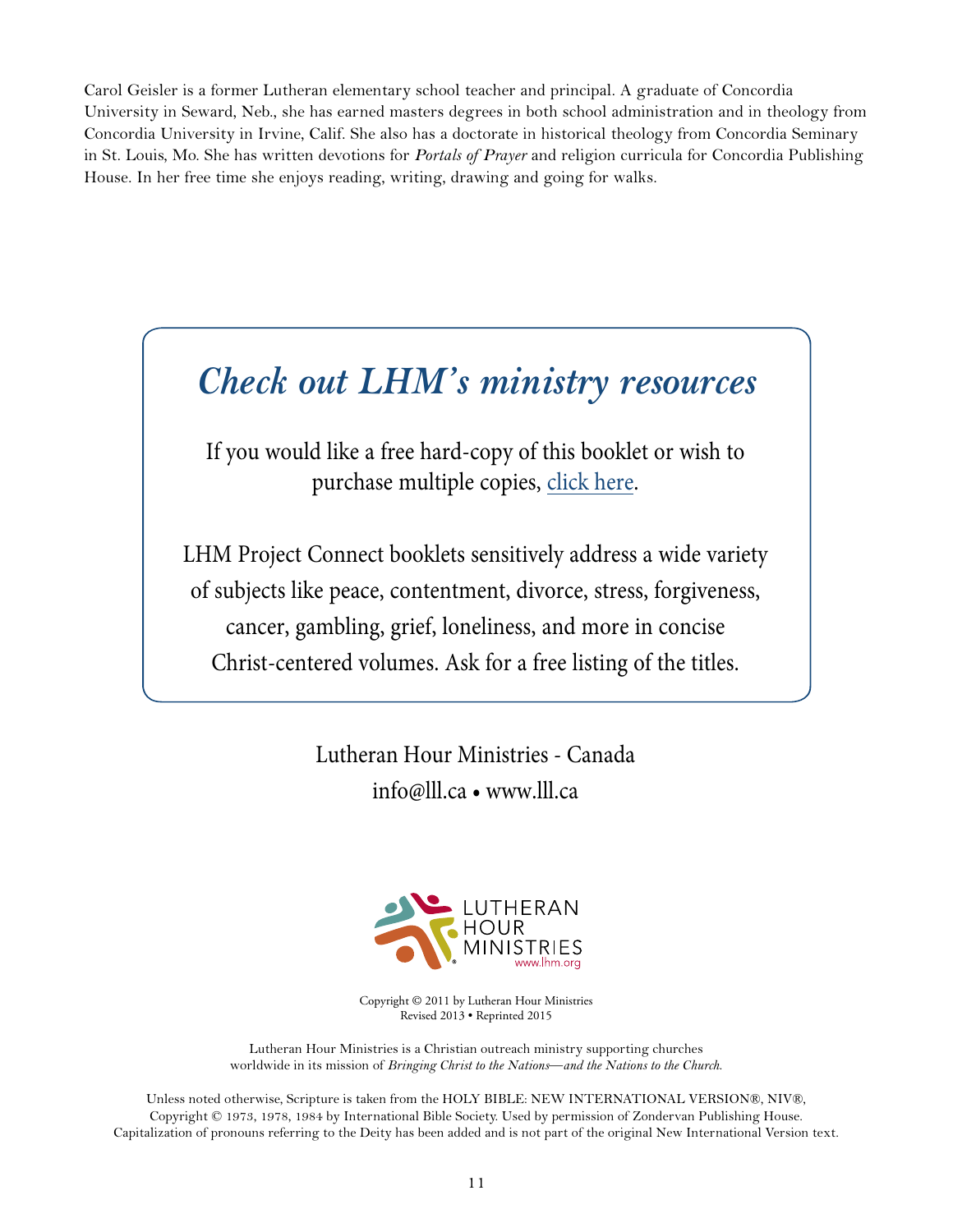Carol Geisler is a former Lutheran elementary school teacher and principal. A graduate of Concordia University in Seward, Neb., she has earned masters degrees in both school administration and in theology from Concordia University in Irvine, Calif. She also has a doctorate in historical theology from Concordia Seminary in St. Louis, Mo. She has written devotions for *Portals of Prayer* and religion curricula for Concordia Publishing House. In her free time she enjoys reading, writing, drawing and going for walks.

## *Check out LHM's ministry resources*

If you would like a free hard-copy of this booklet or wish to purchase multiple copies, click here.

LHM Project Connect booklets sensitively address a wide variety of subjects like peace, contentment, divorce, stress, forgiveness, cancer, gambling, grief, loneliness, and more in concise Christ-centered volumes. Ask for a free listing of the titles.

Lutheran Hour Ministries - Canada
info@lll.ca • www.lll.ca

LUTHERAN HOUR MINISTRIES
www.lhm.org

Copyright © 2011 by Lutheran Hour Ministries
Revised 2013 • Reprinted 2015

Lutheran Hour Ministries is a Christian outreach ministry supporting churches worldwide in its mission of *Bringing Christ to the Nations—and the Nations to the Church.*

Unless noted otherwise, Scripture is taken from the HOLY BIBLE: NEW INTERNATIONAL VERSION®, NIV®, Copyright © 1973, 1978, 1984 by International Bible Society. Used by permission of Zondervan Publishing House. Capitalization of pronouns referring to the Deity has been added and is not part of the original New International Version text.